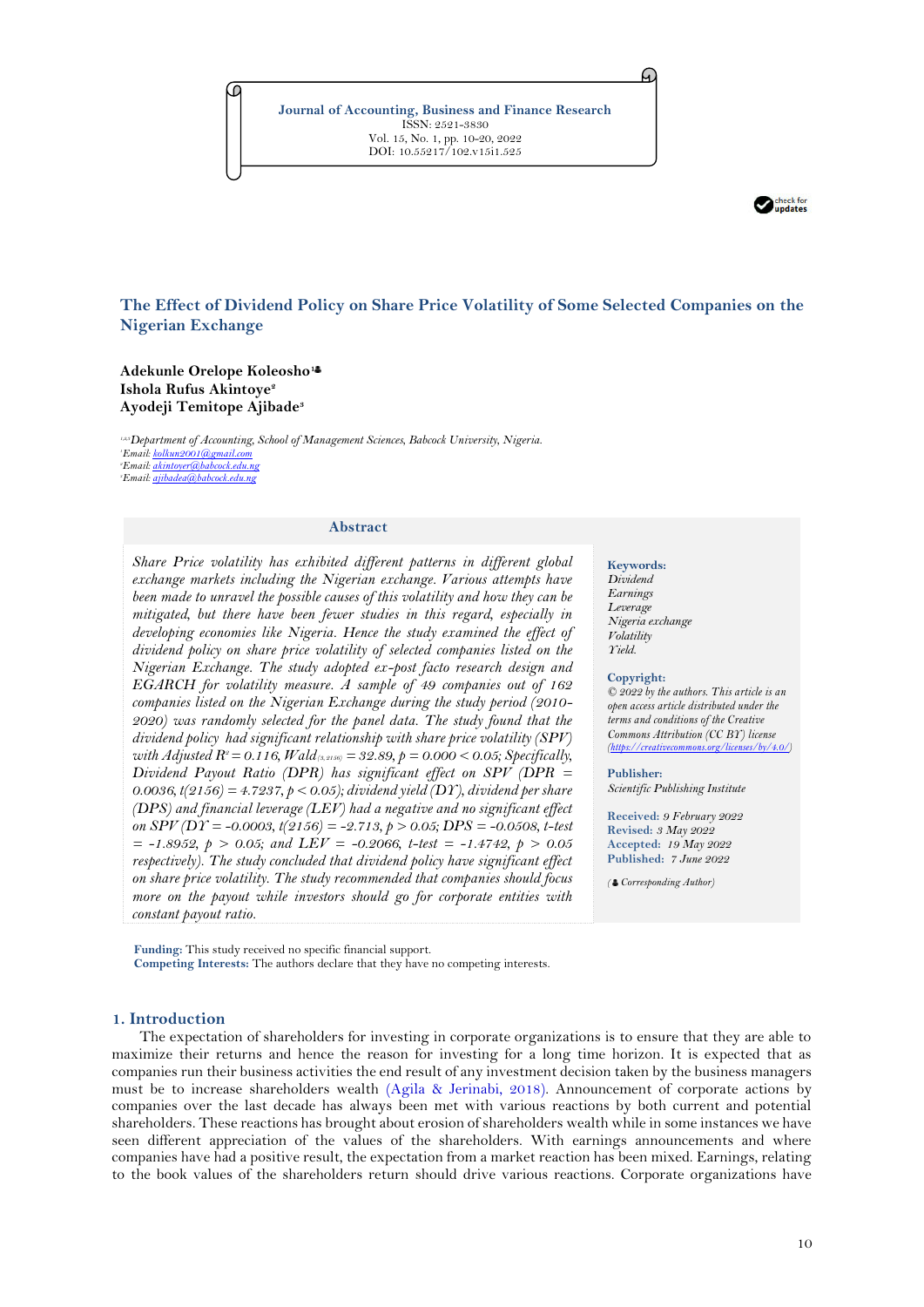Journal of Accounting, Business and Finance Research
ISSN: 2521-3830
Vol. 15, No. 1, pp. 10-20, 2022
DOI: 10.55217/102.v15i1.525

# The Effect of Dividend Policy on Share Price Volatility of Some Selected Companies on the Nigerian Exchange

**Adekunle Orelope Koleosho[1]**
**Ishola Rufus Akintoye[2]**
**Ayodeji Temitope Ajibade[3]**

[1,2,3]*Department of Accounting, School of Management Sciences, Babcock University, Nigeria.*
[1]*Email: kolkun2001@gmail.com*
[2]*Email: akintoyer@babcock.edu.ng*
[3]*Email: ajibadea@babcock.edu.ng*

## Abstract

*Share Price volatility has exhibited different patterns in different global exchange markets including the Nigerian exchange. Various attempts have been made to unravel the possible causes of this volatility and how they can be mitigated, but there have been fewer studies in this regard, especially in developing economies like Nigeria. Hence the study examined the effect of dividend policy on share price volatility of selected companies listed on the Nigerian Exchange. The study adopted ex-post facto research design and EGARCH for volatility measure. A sample of 49 companies out of 162 companies listed on the Nigerian Exchange during the study period (2010-2020) was randomly selected for the panel data. The study found that the dividend policy had significant relationship with share price volatility (SPV) with Adjusted $R^2 = 0.116$, $Wald_{(3, 2156)} = 32.89$, $p = 0.000 < 0.05$; Specifically, Dividend Payout Ratio (DPR) has significant effect on SPV ($DPR = 0.0036$, $t(2156) = 4.7237$, $p < 0.05$); dividend yield (DY), dividend per share (DPS) and financial leverage (LEV) had a negative and no significant effect on SPV ($DY = -0.0003$, $t(2156) = -2.713$, $p > 0.05$; $DPS = -0.0508$, t-test $= -1.8952$, $p > 0.05$; and $LEV = -0.2066$, t-test $= -1.4742$, $p > 0.05$ respectively). The study concluded that dividend policy have significant effect on share price volatility. The study recommended that companies should focus more on the payout while investors should go for corporate entities with constant payout ratio.*

**Keywords:**
*Dividend*
*Earnings*
*Leverage*
*Nigeria exchange*
*Volatility*
*Yield.*

**Copyright:**
*© 2022 by the authors. This article is an open access article distributed under the terms and conditions of the Creative Commons Attribution (CC BY) license (https://creativecommons.org/licenses/by/4.0/)*

**Publisher:**
*Scientific Publishing Institute*

**Received:** *9 February 2022*
**Revised:** *3 May 2022*
**Accepted:** *19 May 2022*
**Published:** *7 June 2022*

*(Corresponding Author)*

**Funding:** This study received no specific financial support.
**Competing Interests:** The authors declare that they have no competing interests.

## 1. Introduction

The expectation of shareholders for investing in corporate organizations is to ensure that they are able to maximize their returns and hence the reason for investing for a long time horizon. It is expected that as companies run their business activities the end result of any investment decision taken by the business managers must be to increase shareholders wealth (Agila & Jerinabi, 2018). Announcement of corporate actions by companies over the last decade has always been met with various reactions by both current and potential shareholders. These reactions has brought about erosion of shareholders wealth while in some instances we have seen different appreciation of the values of the shareholders. With earnings announcements and where companies have had a positive result, the expectation from a market reaction has been mixed. Earnings, relating to the book values of the shareholders return should drive various reactions. Corporate organizations have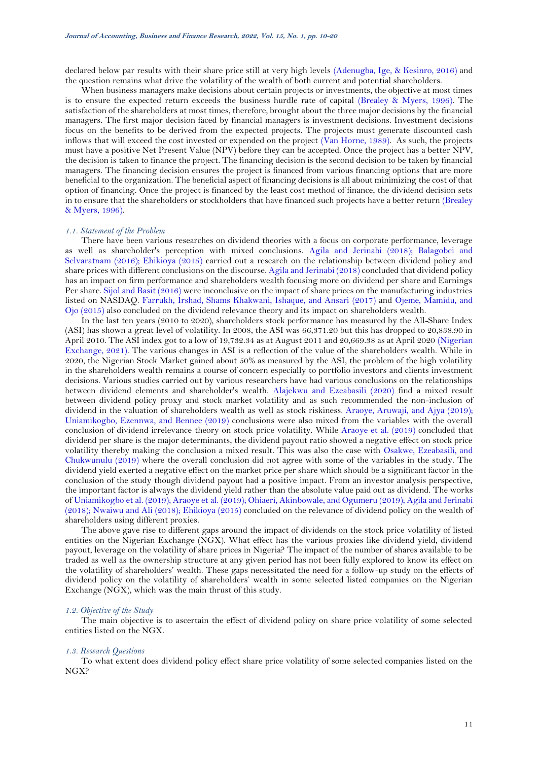declared below par results with their share price still at very high levels (Adenugba, Ige, & Kesinro, 2016) and the question remains what drive the volatility of the wealth of both current and potential shareholders.

When business managers make decisions about certain projects or investments, the objective at most times is to ensure the expected return exceeds the business hurdle rate of capital (Brealey & Myers, 1996). The satisfaction of the shareholders at most times, therefore, brought about the three major decisions by the financial managers. The first major decision faced by financial managers is investment decisions. Investment decisions focus on the benefits to be derived from the expected projects. The projects must generate discounted cash inflows that will exceed the cost invested or expended on the project (Van Horne, 1989). As such, the projects must have a positive Net Present Value (NPV) before they can be accepted. Once the project has a better NPV, the decision is taken to finance the project. The financing decision is the second decision to be taken by financial managers. The financing decision ensures the project is financed from various financing options that are more beneficial to the organization. The beneficial aspect of financing decisions is all about minimizing the cost of that option of financing. Once the project is financed by the least cost method of finance, the dividend decision sets in to ensure that the shareholders or stockholders that have financed such projects have a better return (Brealey & Myers, 1996).

### *1.1. Statement of the Problem*

There have been various researches on dividend theories with a focus on corporate performance, leverage as well as shareholder's perception with mixed conclusions. Agila and Jerinabi (2018); Balagobei and Selvaratnam (2016); Ehikioya (2015) carried out a research on the relationship between dividend policy and share prices with different conclusions on the discourse. Agila and Jerinabi (2018) concluded that dividend policy has an impact on firm performance and shareholders wealth focusing more on dividend per share and Earnings Per share. Sijol and Basit (2016) were inconclusive on the impact of share prices on the manufacturing industries listed on NASDAQ. Farrukh, Irshad, Shams Khakwani, Ishaque, and Ansari (2017) and Ojeme, Mamidu, and Ojo (2015) also concluded on the dividend relevance theory and its impact on shareholders wealth.

In the last ten years (2010 to 2020), shareholders stock performance has measured by the All-Share Index (ASI) has shown a great level of volatility. In 2008, the ASI was 66,371.20 but this has dropped to 20,838.90 in April 2010. The ASI index got to a low of 19,732.34 as at August 2011 and 20,669.38 as at April 2020 (Nigerian Exchange, 2021). The various changes in ASI is a reflection of the value of the shareholders wealth. While in 2020, the Nigerian Stock Market gained about 50% as measured by the ASI, the problem of the high volatility in the shareholders wealth remains a course of concern especially to portfolio investors and clients investment decisions. Various studies carried out by various researchers have had various conclusions on the relationships between dividend elements and shareholder's wealth. Alajekwu and Ezeabasili (2020) find a mixed result between dividend policy proxy and stock market volatility and as such recommended the non-inclusion of dividend in the valuation of shareholders wealth as well as stock riskiness. Araoye, Aruwaji, and Ajya (2019); Uniamikogbo, Ezennwa, and Bennee (2019) conclusions were also mixed from the variables with the overall conclusion of dividend irrelevance theory on stock price volatility. While Araoye et al. (2019) concluded that dividend per share is the major determinants, the dividend payout ratio showed a negative effect on stock price volatility thereby making the conclusion a mixed result. This was also the case with Osakwe, Ezeabasili, and Chukwunulu (2019) where the overall conclusion did not agree with some of the variables in the study. The dividend yield exerted a negative effect on the market price per share which should be a significant factor in the conclusion of the study though dividend payout had a positive impact. From an investor analysis perspective, the important factor is always the dividend yield rather than the absolute value paid out as dividend. The works of Uniamikogbo et al. (2019); Araoye et al. (2019); Ohiaeri, Akinbowale, and Ogumeru (2019); Agila and Jerinabi (2018); Nwaiwu and Ali (2018); Ehikioya (2015) concluded on the relevance of dividend policy on the wealth of shareholders using different proxies.

The above gave rise to different gaps around the impact of dividends on the stock price volatility of listed entities on the Nigerian Exchange (NGX). What effect has the various proxies like dividend yield, dividend payout, leverage on the volatility of share prices in Nigeria? The impact of the number of shares available to be traded as well as the ownership structure at any given period has not been fully explored to know its effect on the volatility of shareholders' wealth. These gaps necessitated the need for a follow-up study on the effects of dividend policy on the volatility of shareholders' wealth in some selected listed companies on the Nigerian Exchange (NGX), which was the main thrust of this study.

### *1.2. Objective of the Study*

The main objective is to ascertain the effect of dividend policy on share price volatility of some selected entities listed on the NGX.

### *1.3. Research Questions*

To what extent does dividend policy effect share price volatility of some selected companies listed on the NGX?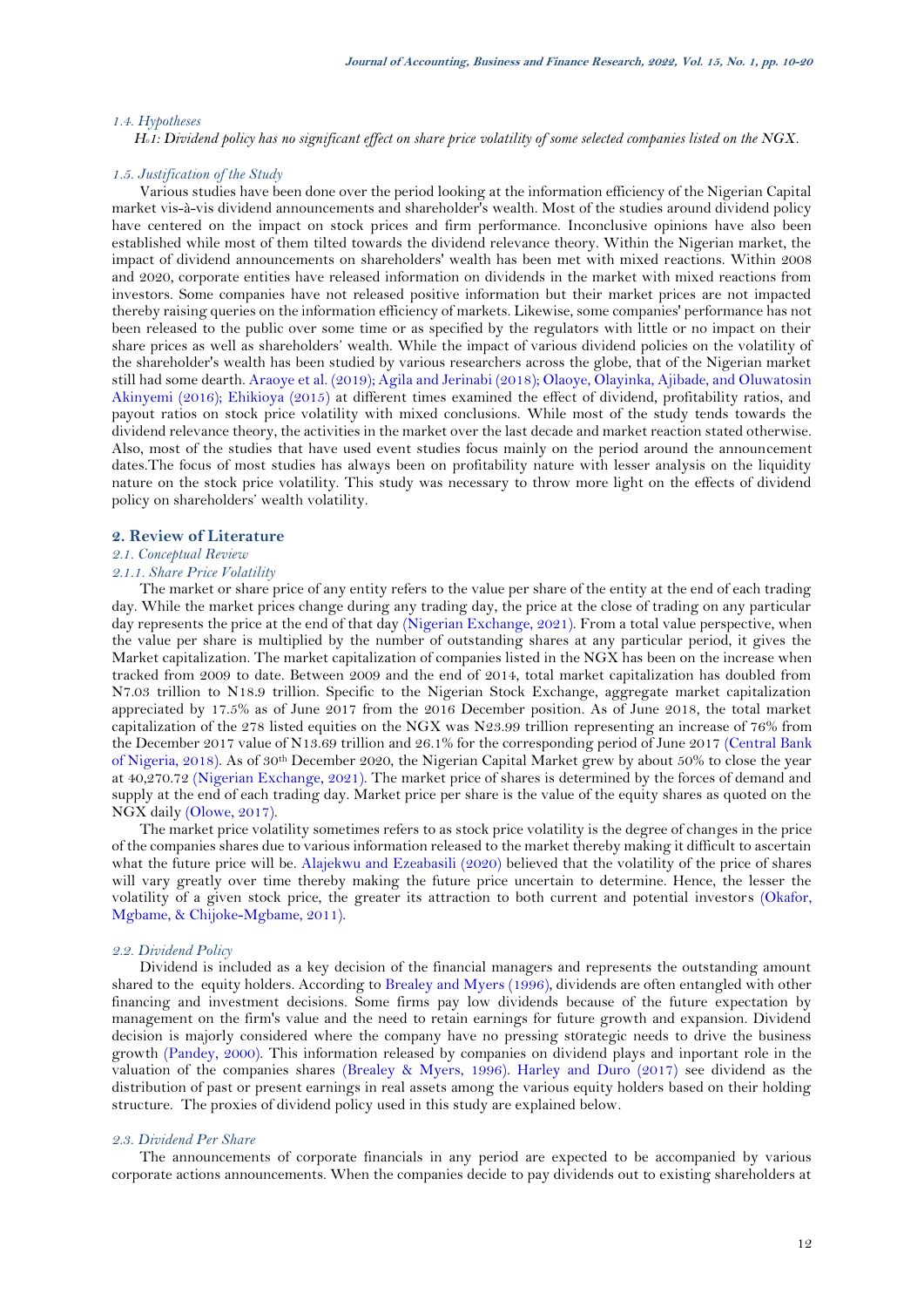### 1.4. Hypotheses

*$H_01$: Dividend policy has no significant effect on share price volatility of some selected companies listed on the NGX.*

### 1.5. Justification of the Study

Various studies have been done over the period looking at the information efficiency of the Nigerian Capital market vis-à-vis dividend announcements and shareholder's wealth. Most of the studies around dividend policy have centered on the impact on stock prices and firm performance. Inconclusive opinions have also been established while most of them tilted towards the dividend relevance theory. Within the Nigerian market, the impact of dividend announcements on shareholders' wealth has been met with mixed reactions. Within 2008 and 2020, corporate entities have released information on dividends in the market with mixed reactions from investors. Some companies have not released positive information but their market prices are not impacted thereby raising queries on the information efficiency of markets. Likewise, some companies' performance has not been released to the public over some time or as specified by the regulators with little or no impact on their share prices as well as shareholders' wealth. While the impact of various dividend policies on the volatility of the shareholder's wealth has been studied by various researchers across the globe, that of the Nigerian market still had some dearth. Araoye et al. (2019); Agila and Jerinabi (2018); Olaoye, Olayinka, Ajibade, and Oluwatosin Akinyemi (2016); Ehikioya (2015) at different times examined the effect of dividend, profitability ratios, and payout ratios on stock price volatility with mixed conclusions. While most of the study tends towards the dividend relevance theory, the activities in the market over the last decade and market reaction stated otherwise. Also, most of the studies that have used event studies focus mainly on the period around the announcement dates.The focus of most studies has always been on profitability nature with lesser analysis on the liquidity nature on the stock price volatility. This study was necessary to throw more light on the effects of dividend policy on shareholders' wealth volatility.

## 2. Review of Literature

### 2.1. Conceptual Review

#### 2.1.1. Share Price Volatility

The market or share price of any entity refers to the value per share of the entity at the end of each trading day. While the market prices change during any trading day, the price at the close of trading on any particular day represents the price at the end of that day (Nigerian Exchange, 2021). From a total value perspective, when the value per share is multiplied by the number of outstanding shares at any particular period, it gives the Market capitalization. The market capitalization of companies listed in the NGX has been on the increase when tracked from 2009 to date. Between 2009 and the end of 2014, total market capitalization has doubled from N7.03 trillion to N18.9 trillion. Specific to the Nigerian Stock Exchange, aggregate market capitalization appreciated by 17.5% as of June 2017 from the 2016 December position. As of June 2018, the total market capitalization of the 278 listed equities on the NGX was N23.99 trillion representing an increase of 76% from the December 2017 value of N13.69 trillion and 26.1% for the corresponding period of June 2017 (Central Bank of Nigeria, 2018). As of 30th December 2020, the Nigerian Capital Market grew by about 50% to close the year at 40,270.72 (Nigerian Exchange, 2021). The market price of shares is determined by the forces of demand and supply at the end of each trading day. Market price per share is the value of the equity shares as quoted on the NGX daily (Olowe, 2017).

The market price volatility sometimes refers to as stock price volatility is the degree of changes in the price of the companies shares due to various information released to the market thereby making it difficult to ascertain what the future price will be. Alajekwu and Ezeabasili (2020) believed that the volatility of the price of shares will vary greatly over time thereby making the future price uncertain to determine. Hence, the lesser the volatility of a given stock price, the greater its attraction to both current and potential investors (Okafor, Mgbame, & Chijoke-Mgbame, 2011).

### 2.2. Dividend Policy

Dividend is included as a key decision of the financial managers and represents the outstanding amount shared to the equity holders. According to Brealey and Myers (1996), dividends are often entangled with other financing and investment decisions. Some firms pay low dividends because of the future expectation by management on the firm's value and the need to retain earnings for future growth and expansion. Dividend decision is majorly considered where the company have no pressing st0rategic needs to drive the business growth (Pandey, 2000). This information released by companies on dividend plays and inportant role in the valuation of the companies shares (Brealey & Myers, 1996). Harley and Duro (2017) see dividend as the distribution of past or present earnings in real assets among the various equity holders based on their holding structure. The proxies of dividend policy used in this study are explained below.

### 2.3. Dividend Per Share

The announcements of corporate financials in any period are expected to be accompanied by various corporate actions announcements. When the companies decide to pay dividends out to existing shareholders at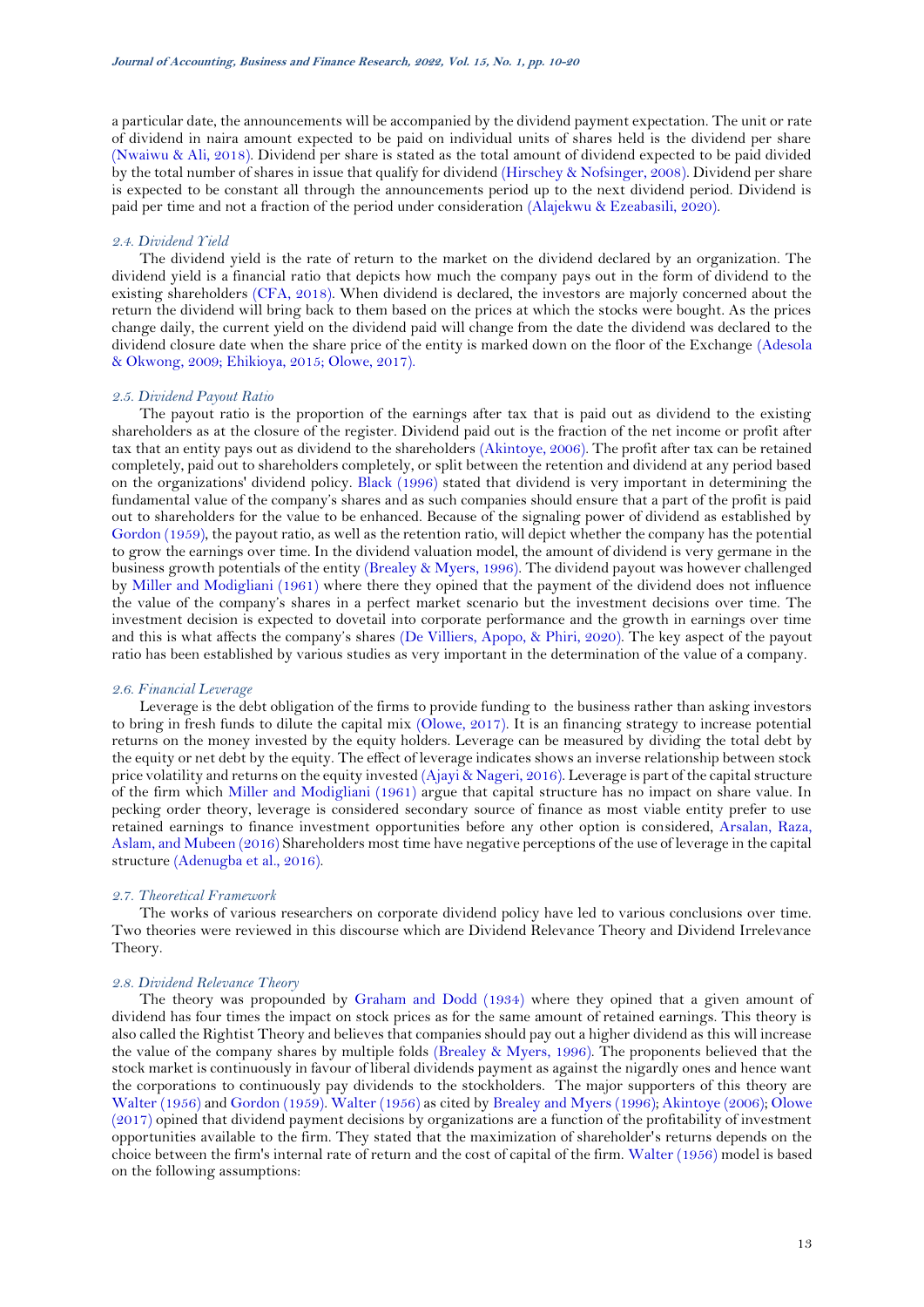a particular date, the announcements will be accompanied by the dividend payment expectation. The unit or rate of dividend in naira amount expected to be paid on individual units of shares held is the dividend per share (Nwaiwu & Ali, 2018). Dividend per share is stated as the total amount of dividend expected to be paid divided by the total number of shares in issue that qualify for dividend (Hirschey & Nofsinger, 2008). Dividend per share is expected to be constant all through the announcements period up to the next dividend period. Dividend is paid per time and not a fraction of the period under consideration (Alajekwu & Ezeabasili, 2020).

### *2.4. Dividend Yield*

The dividend yield is the rate of return to the market on the dividend declared by an organization. The dividend yield is a financial ratio that depicts how much the company pays out in the form of dividend to the existing shareholders (CFA, 2018). When dividend is declared, the investors are majorly concerned about the return the dividend will bring back to them based on the prices at which the stocks were bought. As the prices change daily, the current yield on the dividend paid will change from the date the dividend was declared to the dividend closure date when the share price of the entity is marked down on the floor of the Exchange (Adesola & Okwong, 2009; Ehikioya, 2015; Olowe, 2017).

### *2.5. Dividend Payout Ratio*

The payout ratio is the proportion of the earnings after tax that is paid out as dividend to the existing shareholders as at the closure of the register. Dividend paid out is the fraction of the net income or profit after tax that an entity pays out as dividend to the shareholders (Akintoye, 2006). The profit after tax can be retained completely, paid out to shareholders completely, or split between the retention and dividend at any period based on the organizations' dividend policy. Black (1996) stated that dividend is very important in determining the fundamental value of the company's shares and as such companies should ensure that a part of the profit is paid out to shareholders for the value to be enhanced. Because of the signaling power of dividend as established by Gordon (1959), the payout ratio, as well as the retention ratio, will depict whether the company has the potential to grow the earnings over time. In the dividend valuation model, the amount of dividend is very germane in the business growth potentials of the entity (Brealey & Myers, 1996). The dividend payout was however challenged by Miller and Modigliani (1961) where there they opined that the payment of the dividend does not influence the value of the company's shares in a perfect market scenario but the investment decisions over time. The investment decision is expected to dovetail into corporate performance and the growth in earnings over time and this is what affects the company's shares (De Villiers, Apopo, & Phiri, 2020). The key aspect of the payout ratio has been established by various studies as very important in the determination of the value of a company.

### *2.6. Financial Leverage*

Leverage is the debt obligation of the firms to provide funding to the business rather than asking investors to bring in fresh funds to dilute the capital mix (Olowe, 2017). It is an financing strategy to increase potential returns on the money invested by the equity holders. Leverage can be measured by dividing the total debt by the equity or net debt by the equity. The effect of leverage indicates shows an inverse relationship between stock price volatility and returns on the equity invested (Ajayi & Nageri, 2016). Leverage is part of the capital structure of the firm which Miller and Modigliani (1961) argue that capital structure has no impact on share value. In pecking order theory, leverage is considered secondary source of finance as most viable entity prefer to use retained earnings to finance investment opportunities before any other option is considered, Arsalan, Raza, Aslam, and Mubeen (2016) Shareholders most time have negative perceptions of the use of leverage in the capital structure (Adenugba et al., 2016).

### *2.7. Theoretical Framework*

The works of various researchers on corporate dividend policy have led to various conclusions over time. Two theories were reviewed in this discourse which are Dividend Relevance Theory and Dividend Irrelevance Theory.

### *2.8. Dividend Relevance Theory*

The theory was propounded by Graham and Dodd (1934) where they opined that a given amount of dividend has four times the impact on stock prices as for the same amount of retained earnings. This theory is also called the Rightist Theory and believes that companies should pay out a higher dividend as this will increase the value of the company shares by multiple folds (Brealey & Myers, 1996). The proponents believed that the stock market is continuously in favour of liberal dividends payment as against the nigardly ones and hence want the corporations to continuously pay dividends to the stockholders. The major supporters of this theory are Walter (1956) and Gordon (1959). Walter (1956) as cited by Brealey and Myers (1996); Akintoye (2006); Olowe (2017) opined that dividend payment decisions by organizations are a function of the profitability of investment opportunities available to the firm. They stated that the maximization of shareholder's returns depends on the choice between the firm's internal rate of return and the cost of capital of the firm. Walter (1956) model is based on the following assumptions: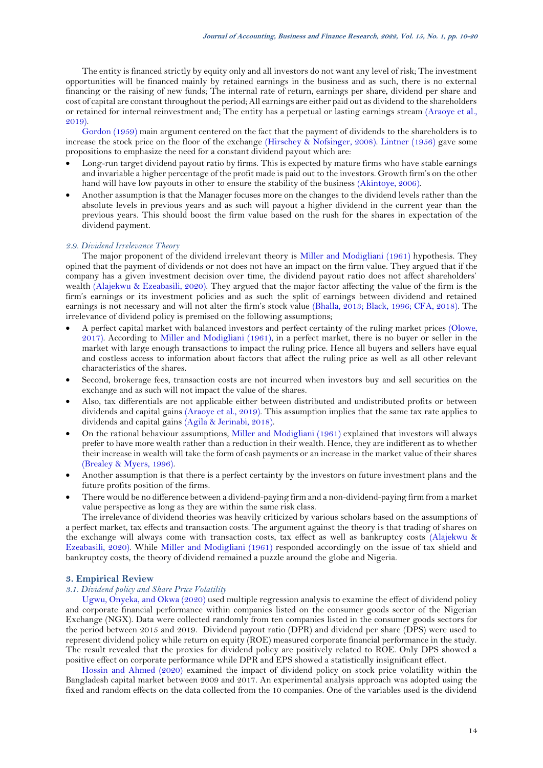The entity is financed strictly by equity only and all investors do not want any level of risk; The investment opportunities will be financed mainly by retained earnings in the business and as such, there is no external financing or the raising of new funds; The internal rate of return, earnings per share, dividend per share and cost of capital are constant throughout the period; All earnings are either paid out as dividend to the shareholders or retained for internal reinvestment and; The entity has a perpetual or lasting earnings stream (Araoye et al., 2019).

Gordon (1959) main argument centered on the fact that the payment of dividends to the shareholders is to increase the stock price on the floor of the exchange (Hirschey & Nofsinger, 2008). Lintner (1956) gave some propositions to emphasize the need for a constant dividend payout which are:

- Long-run target dividend payout ratio by firms. This is expected by mature firms who have stable earnings and invariable a higher percentage of the profit made is paid out to the investors. Growth firm's on the other hand will have low payouts in other to ensure the stability of the business (Akintoye, 2006).
- Another assumption is that the Manager focuses more on the changes to the dividend levels rather than the absolute levels in previous years and as such will payout a higher dividend in the current year than the previous years. This should boost the firm value based on the rush for the shares in expectation of the dividend payment.

### *2.9. Dividend Irrelevance Theory*

The major proponent of the dividend irrelevant theory is Miller and Modigliani (1961) hypothesis. They opined that the payment of dividends or not does not have an impact on the firm value. They argued that if the company has a given investment decision over time, the dividend payout ratio does not affect shareholders' wealth (Alajekwu & Ezeabasili, 2020). They argued that the major factor affecting the value of the firm is the firm's earnings or its investment policies and as such the split of earnings between dividend and retained earnings is not necessary and will not alter the firm's stock value (Bhalla, 2013; Black, 1996; CFA, 2018). The irrelevance of dividend policy is premised on the following assumptions;

- A perfect capital market with balanced investors and perfect certainty of the ruling market prices (Olowe, 2017). According to Miller and Modigliani (1961), in a perfect market, there is no buyer or seller in the market with large enough transactions to impact the ruling price. Hence all buyers and sellers have equal and costless access to information about factors that affect the ruling price as well as all other relevant characteristics of the shares.
- Second, brokerage fees, transaction costs are not incurred when investors buy and sell securities on the exchange and as such will not impact the value of the shares.
- Also, tax differentials are not applicable either between distributed and undistributed profits or between dividends and capital gains (Araoye et al., 2019). This assumption implies that the same tax rate applies to dividends and capital gains (Agila & Jerinabi, 2018).
- On the rational behaviour assumptions, Miller and Modigliani (1961) explained that investors will always prefer to have more wealth rather than a reduction in their wealth. Hence, they are indifferent as to whether their increase in wealth will take the form of cash payments or an increase in the market value of their shares (Brealey & Myers, 1996).
- Another assumption is that there is a perfect certainty by the investors on future investment plans and the future profits position of the firms.
- There would be no difference between a dividend-paying firm and a non-dividend-paying firm from a market value perspective as long as they are within the same risk class.

The irrelevance of dividend theories was heavily criticized by various scholars based on the assumptions of a perfect market, tax effects and transaction costs. The argument against the theory is that trading of shares on the exchange will always come with transaction costs, tax effect as well as bankruptcy costs (Alajekwu & Ezeabasili, 2020). While Miller and Modigliani (1961) responded accordingly on the issue of tax shield and bankruptcy costs, the theory of dividend remained a puzzle around the globe and Nigeria.

## 3. Empirical Review

### *3.1. Dividend policy and Share Price Volatility*

Ugwu, Onyeka, and Okwa (2020) used multiple regression analysis to examine the effect of dividend policy and corporate financial performance within companies listed on the consumer goods sector of the Nigerian Exchange (NGX). Data were collected randomly from ten companies listed in the consumer goods sectors for the period between 2015 and 2019. Dividend payout ratio (DPR) and dividend per share (DPS) were used to represent dividend policy while return on equity (ROE) measured corporate financial performance in the study. The result revealed that the proxies for dividend policy are positively related to ROE. Only DPS showed a positive effect on corporate performance while DPR and EPS showed a statistically insignificant effect.

Hossin and Ahmed (2020) examined the impact of dividend policy on stock price volatility within the Bangladesh capital market between 2009 and 2017. An experimental analysis approach was adopted using the fixed and random effects on the data collected from the 10 companies. One of the variables used is the dividend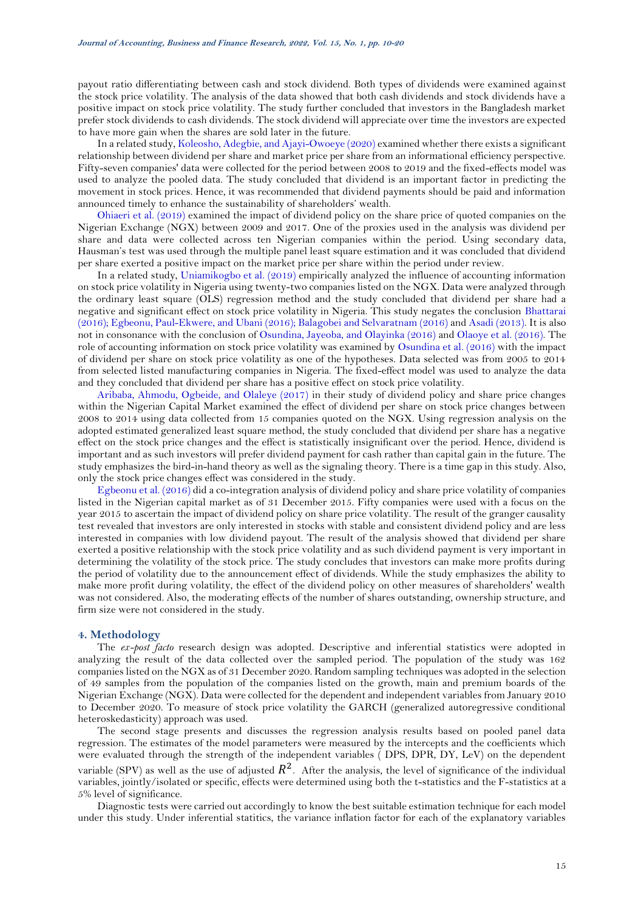payout ratio differentiating between cash and stock dividend. Both types of dividends were examined against the stock price volatility. The analysis of the data showed that both cash dividends and stock dividends have a positive impact on stock price volatility. The study further concluded that investors in the Bangladesh market prefer stock dividends to cash dividends. The stock dividend will appreciate over time the investors are expected to have more gain when the shares are sold later in the future.

In a related study, Koleosho, Adegbie, and Ajayi-Owoeye (2020) examined whether there exists a significant relationship between dividend per share and market price per share from an informational efficiency perspective. Fifty-seven companies' data were collected for the period between 2008 to 2019 and the fixed-effects model was used to analyze the pooled data. The study concluded that dividend is an important factor in predicting the movement in stock prices. Hence, it was recommended that dividend payments should be paid and information announced timely to enhance the sustainability of shareholders' wealth.

Ohiaeri et al. (2019) examined the impact of dividend policy on the share price of quoted companies on the Nigerian Exchange (NGX) between 2009 and 2017. One of the proxies used in the analysis was dividend per share and data were collected across ten Nigerian companies within the period. Using secondary data, Hausman's test was used through the multiple panel least square estimation and it was concluded that dividend per share exerted a positive impact on the market price per share within the period under review.

In a related study, Uniamikogbo et al. (2019) empirically analyzed the influence of accounting information on stock price volatility in Nigeria using twenty-two companies listed on the NGX. Data were analyzed through the ordinary least square (OLS) regression method and the study concluded that dividend per share had a negative and significant effect on stock price volatility in Nigeria. This study negates the conclusion Bhattarai (2016); Egbeonu, Paul-Ekwere, and Ubani (2016); Balagobei and Selvaratnam (2016) and Asadi (2013). It is also not in consonance with the conclusion of Osundina, Jayeoba, and Olayinka (2016) and Olaoye et al. (2016). The role of accounting information on stock price volatility was examined by Osundina et al. (2016) with the impact of dividend per share on stock price volatility as one of the hypotheses. Data selected was from 2005 to 2014 from selected listed manufacturing companies in Nigeria. The fixed-effect model was used to analyze the data and they concluded that dividend per share has a positive effect on stock price volatility.

Aribaba, Ahmodu, Ogbeide, and Olaleye (2017) in their study of dividend policy and share price changes within the Nigerian Capital Market examined the effect of dividend per share on stock price changes between 2008 to 2014 using data collected from 15 companies quoted on the NGX. Using regression analysis on the adopted estimated generalized least square method, the study concluded that dividend per share has a negative effect on the stock price changes and the effect is statistically insignificant over the period. Hence, dividend is important and as such investors will prefer dividend payment for cash rather than capital gain in the future. The study emphasizes the bird-in-hand theory as well as the signaling theory. There is a time gap in this study. Also, only the stock price changes effect was considered in the study.

Egbeonu et al. (2016) did a co-integration analysis of dividend policy and share price volatility of companies listed in the Nigerian capital market as of 31 December 2015. Fifty companies were used with a focus on the year 2015 to ascertain the impact of dividend policy on share price volatility. The result of the granger causality test revealed that investors are only interested in stocks with stable and consistent dividend policy and are less interested in companies with low dividend payout. The result of the analysis showed that dividend per share exerted a positive relationship with the stock price volatility and as such dividend payment is very important in determining the volatility of the stock price. The study concludes that investors can make more profits during the period of volatility due to the announcement effect of dividends. While the study emphasizes the ability to make more profit during volatility, the effect of the dividend policy on other measures of shareholders' wealth was not considered. Also, the moderating effects of the number of shares outstanding, ownership structure, and firm size were not considered in the study.

## 4. Methodology

The *ex-post facto* research design was adopted. Descriptive and inferential statistics were adopted in analyzing the result of the data collected over the sampled period. The population of the study was 162 companies listed on the NGX as of 31 December 2020. Random sampling techniques was adopted in the selection of 49 samples from the population of the companies listed on the growth, main and premium boards of the Nigerian Exchange (NGX). Data were collected for the dependent and independent variables from January 2010 to December 2020. To measure of stock price volatility the GARCH (generalized autoregressive conditional heteroskedasticity) approach was used.

The second stage presents and discusses the regression analysis results based on pooled panel data regression. The estimates of the model parameters were measured by the intercepts and the coefficients which were evaluated through the strength of the independent variables ( DPS, DPR, DY, LeV) on the dependent variable (SPV) as well as the use of adjusted $R^2$. After the analysis, the level of significance of the individual variables, jointly/isolated or specific, effects were determined using both the t-statistics and the F-statistics at a 5% level of significance.

Diagnostic tests were carried out accordingly to know the best suitable estimation technique for each model under this study. Under inferential statitics, the variance inflation factor for each of the explanatory variables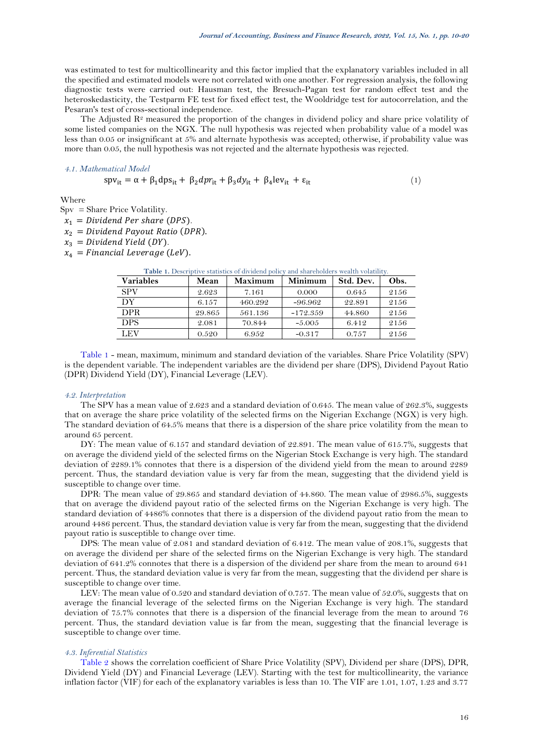was estimated to test for multicollinearity and this factor implied that the explanatory variables included in all the specified and estimated models were not correlated with one another. For regression analysis, the following diagnostic tests were carried out: Hausman test, the Bresuch-Pagan test for random effect test and the heteroskedasticity, the Testparm FE test for fixed effect test, the Wooldridge test for autocorrelation, and the Pesaran's test of cross-sectional independence.

The Adjusted $R^2$ measured the proportion of the changes in dividend policy and share price volatility of some listed companies on the NGX. The null hypothesis was rejected when probability value of a model was less than 0.05 or insignificant at 5% and alternate hypothesis was accepted; otherwise, if probability value was more than 0.05, the null hypothesis was not rejected and the alternate hypothesis was rejected.

### *4.1. Mathematical Model*

$$spv_{it} = \alpha + \beta_1 dps_{it} + \beta_2 dpr_{it} + \beta_3 dy_{it} + \beta_4 lev_{it} + \varepsilon_{it} \quad (1)$$

Where

Spv = Share Price Volatility.

$x_1 = Dividend\ Per\ share\ (DPS)$.

$x_2 = Dividend\ Payout\ Ratio\ (DPR)$.

$x_3 = Dividend\ Yield\ (DY)$.

$x_4 = Financial\ Leverage\ (LeV)$.

**Table 1.** Descriptive statistics of dividend policy and shareholders wealth volatility.

| Variables | Mean | Maximum | Minimum | Std. Dev. | Obs. |
|---|---|---|---|---|---|
| SPV | 2.623 | 7.161 | 0.000 | 0.645 | 2156 |
| DY | 6.157 | 460.292 | -96.962 | 22.891 | 2156 |
| DPR | 29.865 | 561.136 | -172.359 | 44.860 | 2156 |
| DPS | 2.081 | 70.844 | -5.005 | 6.412 | 2156 |
| LEV | 0.520 | 6.952 | -0.317 | 0.757 | 2156 |

Table 1 - mean, maximum, minimum and standard deviation of the variables. Share Price Volatility (SPV) is the dependent variable. The independent variables are the dividend per share (DPS), Dividend Payout Ratio (DPR) Dividend Yield (DY), Financial Leverage (LEV).

### *4.2. Interpretation*

The SPV has a mean value of 2.623 and a standard deviation of 0.645. The mean value of 262.3%, suggests that on average the share price volatility of the selected firms on the Nigerian Exchange (NGX) is very high. The standard deviation of 64.5% means that there is a dispersion of the share price volatility from the mean to around 65 percent.

DY: The mean value of 6.157 and standard deviation of 22.891. The mean value of 615.7%, suggests that on average the dividend yield of the selected firms on the Nigerian Stock Exchange is very high. The standard deviation of 2289.1% connotes that there is a dispersion of the dividend yield from the mean to around 2289 percent. Thus, the standard deviation value is very far from the mean, suggesting that the dividend yield is susceptible to change over time.

DPR: The mean value of 29.865 and standard deviation of 44.860. The mean value of 2986.5%, suggests that on average the dividend payout ratio of the selected firms on the Nigerian Exchange is very high. The standard deviation of 4486% connotes that there is a dispersion of the dividend payout ratio from the mean to around 4486 percent. Thus, the standard deviation value is very far from the mean, suggesting that the dividend payout ratio is susceptible to change over time.

DPS: The mean value of 2.081 and standard deviation of 6.412. The mean value of 208.1%, suggests that on average the dividend per share of the selected firms on the Nigerian Exchange is very high. The standard deviation of 641.2% connotes that there is a dispersion of the dividend per share from the mean to around 641 percent. Thus, the standard deviation value is very far from the mean, suggesting that the dividend per share is susceptible to change over time.

LEV: The mean value of 0.520 and standard deviation of 0.757. The mean value of 52.0%, suggests that on average the financial leverage of the selected firms on the Nigerian Exchange is very high. The standard deviation of 75.7% connotes that there is a dispersion of the financial leverage from the mean to around 76 percent. Thus, the standard deviation value is far from the mean, suggesting that the financial leverage is susceptible to change over time.

### *4.3. Inferential Statistics*

Table 2 shows the correlation coefficient of Share Price Volatility (SPV), Dividend per share (DPS), DPR, Dividend Yield (DY) and Financial Leverage (LEV). Starting with the test for multicollinearity, the variance inflation factor (VIF) for each of the explanatory variables is less than 10. The VIF are 1.01, 1.07, 1.23 and 3.77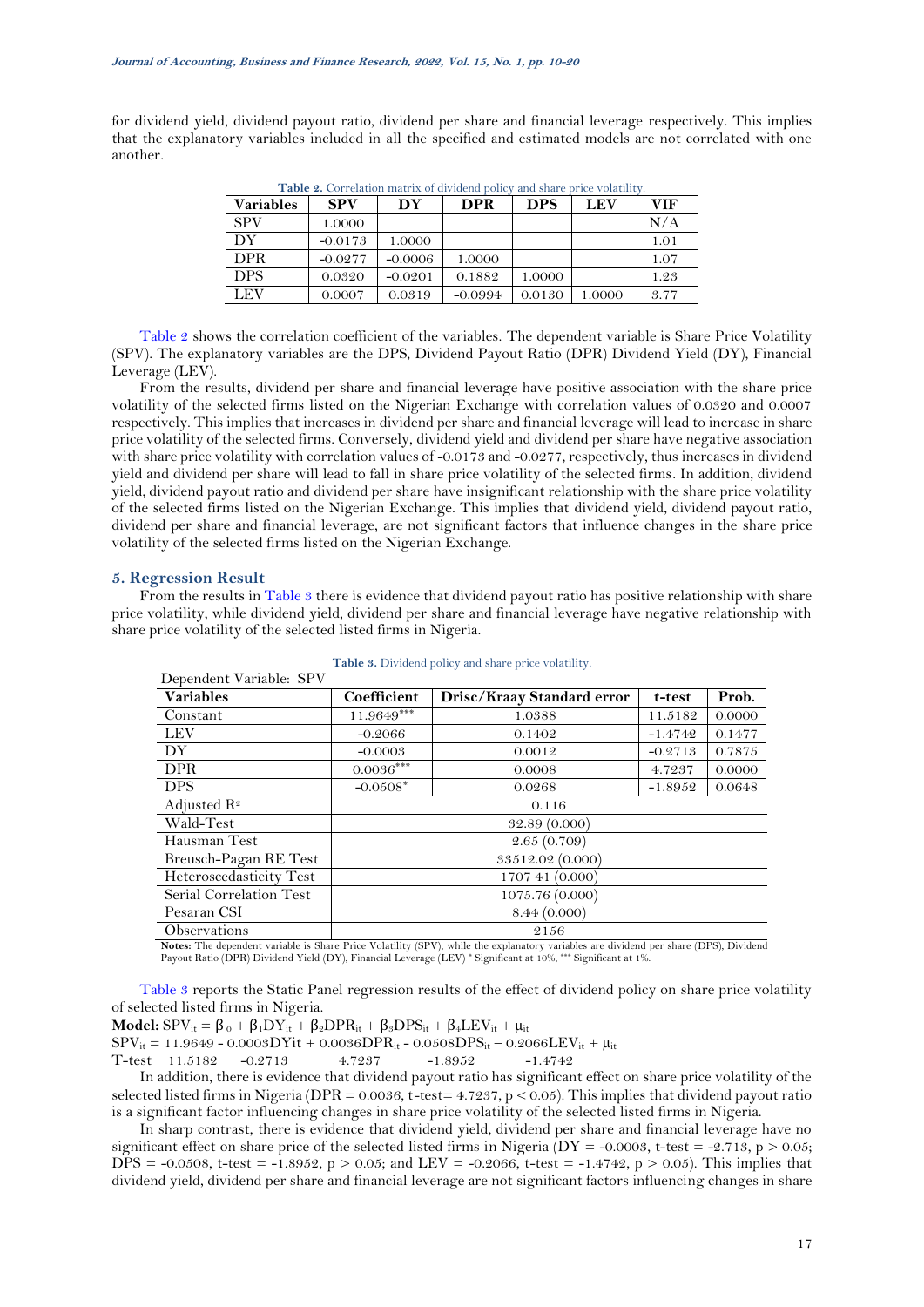for dividend yield, dividend payout ratio, dividend per share and financial leverage respectively. This implies that the explanatory variables included in all the specified and estimated models are not correlated with one another.

**Table 2.** Correlation matrix of dividend policy and share price volatility.

| Variables | SPV | DY | DPR | DPS | LEV | VIF |
|---|---|---|---|---|---|---|
| SPV | 1.0000 | | | | | N/A |
| DY | -0.0173 | 1.0000 | | | | 1.01 |
| DPR | -0.0277 | -0.0006 | 1.0000 | | | 1.07 |
| DPS | 0.0320 | -0.0201 | 0.1882 | 1.0000 | | 1.23 |
| LEV | 0.0007 | 0.0319 | -0.0994 | 0.0130 | 1.0000 | 3.77 |

Table 2 shows the correlation coefficient of the variables. The dependent variable is Share Price Volatility (SPV). The explanatory variables are the DPS, Dividend Payout Ratio (DPR) Dividend Yield (DY), Financial Leverage (LEV).

From the results, dividend per share and financial leverage have positive association with the share price volatility of the selected firms listed on the Nigerian Exchange with correlation values of 0.0320 and 0.0007 respectively. This implies that increases in dividend per share and financial leverage will lead to increase in share price volatility of the selected firms. Conversely, dividend yield and dividend per share have negative association with share price volatility with correlation values of -0.0173 and -0.0277, respectively, thus increases in dividend yield and dividend per share will lead to fall in share price volatility of the selected firms. In addition, dividend yield, dividend payout ratio and dividend per share have insignificant relationship with the share price volatility of the selected firms listed on the Nigerian Exchange. This implies that dividend yield, dividend payout ratio, dividend per share and financial leverage, are not significant factors that influence changes in the share price volatility of the selected firms listed on the Nigerian Exchange.

## 5. Regression Result

From the results in Table 3 there is evidence that dividend payout ratio has positive relationship with share price volatility, while dividend yield, dividend per share and financial leverage have negative relationship with share price volatility of the selected listed firms in Nigeria.

**Table 3.** Dividend policy and share price volatility.

Dependent Variable: SPV

| Variables | Coefficient | Drisc/Kraay Standard error | t-test | Prob. |
|---|---|---|---|---|
| Constant | 11.9649*** | 1.0388 | 11.5182 | 0.0000 |
| LEV | -0.2066 | 0.1402 | -1.4742 | 0.1477 |
| DY | -0.0003 | 0.0012 | -0.2713 | 0.7875 |
| DPR | 0.0036*** | 0.0008 | 4.7237 | 0.0000 |
| DPS | -0.0508* | 0.0268 | -1.8952 | 0.0648 |
| Adjusted $R^2$ | 0.116 | | | |
| Wald-Test | 32.89 (0.000) | | | |
| Hausman Test | 2.65 (0.709) | | | |
| Breusch-Pagan RE Test | 33512.02 (0.000) | | | |
| Heteroscedasticity Test | 1707 41 (0.000) | | | |
| Serial Correlation Test | 1075.76 (0.000) | | | |
| Pesaran CSI | 8.44 (0.000) | | | |
| Observations | 2156 | | | |

**Notes:** The dependent variable is Share Price Volatility (SPV), while the explanatory variables are dividend per share (DPS), Dividend Payout Ratio (DPR) Dividend Yield (DY), Financial Leverage (LEV) * Significant at 10%, *** Significant at 1%.

Table 3 reports the Static Panel regression results of the effect of dividend policy on share price volatility of selected listed firms in Nigeria.

**Model:** $SPV_{it} = \beta_0 + \beta_1 DY_{it} + \beta_2 DPR_{it} + \beta_3 DPS_{it} + \beta_4 LEV_{it} + \mu_{it}$

$SPV_{it} = 11.9649 - 0.0003DYit + 0.0036DPR_{it} - 0.0508DPS_{it} - 0.2066LEV_{it} + \mu_{it}$

T-test 11.5182 -0.2713 4.7237 -1.8952 -1.4742

In addition, there is evidence that dividend payout ratio has significant effect on share price volatility of the selected listed firms in Nigeria (DPR = 0.0036, t-test= 4.7237, $p < 0.05$). This implies that dividend payout ratio is a significant factor influencing changes in share price volatility of the selected listed firms in Nigeria.

In sharp contrast, there is evidence that dividend yield, dividend per share and financial leverage have no significant effect on share price of the selected listed firms in Nigeria (DY = -0.0003, t-test = -2.713, $p > 0.05$; DPS = -0.0508, t-test = -1.8952, $p > 0.05$; and LEV = -0.2066, t-test = -1.4742, $p > 0.05$). This implies that dividend yield, dividend per share and financial leverage are not significant factors influencing changes in share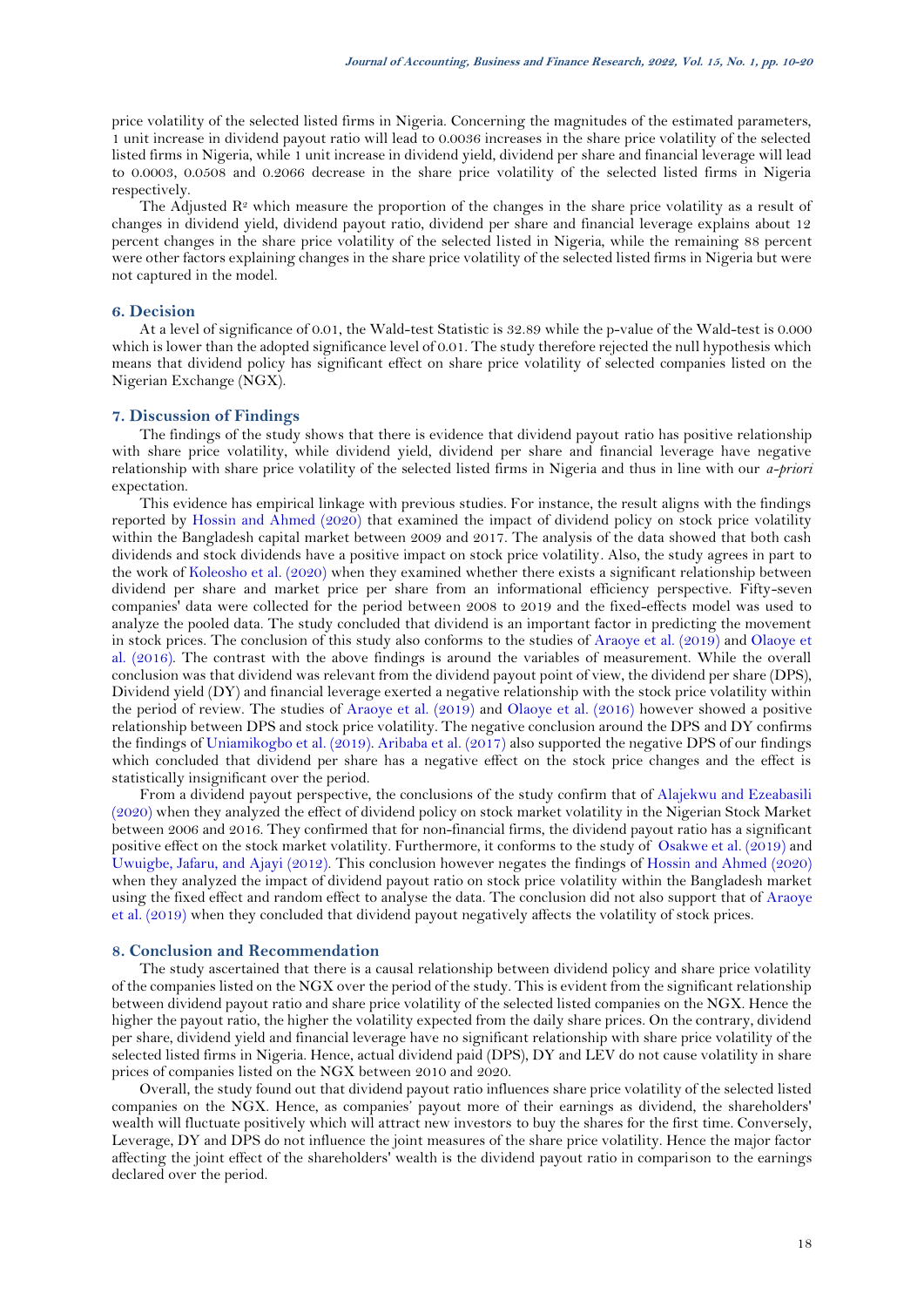price volatility of the selected listed firms in Nigeria. Concerning the magnitudes of the estimated parameters, 1 unit increase in dividend payout ratio will lead to 0.0036 increases in the share price volatility of the selected listed firms in Nigeria, while 1 unit increase in dividend yield, dividend per share and financial leverage will lead to 0.0003, 0.0508 and 0.2066 decrease in the share price volatility of the selected listed firms in Nigeria respectively.

The Adjusted $R^2$ which measure the proportion of the changes in the share price volatility as a result of changes in dividend yield, dividend payout ratio, dividend per share and financial leverage explains about 12 percent changes in the share price volatility of the selected listed in Nigeria, while the remaining 88 percent were other factors explaining changes in the share price volatility of the selected listed firms in Nigeria but were not captured in the model.

## 6. Decision

At a level of significance of 0.01, the Wald-test Statistic is 32.89 while the p-value of the Wald-test is 0.000 which is lower than the adopted significance level of 0.01. The study therefore rejected the null hypothesis which means that dividend policy has significant effect on share price volatility of selected companies listed on the Nigerian Exchange (NGX).

## 7. Discussion of Findings

The findings of the study shows that there is evidence that dividend payout ratio has positive relationship with share price volatility, while dividend yield, dividend per share and financial leverage have negative relationship with share price volatility of the selected listed firms in Nigeria and thus in line with our *a-priori* expectation.

This evidence has empirical linkage with previous studies. For instance, the result aligns with the findings reported by Hossin and Ahmed (2020) that examined the impact of dividend policy on stock price volatility within the Bangladesh capital market between 2009 and 2017. The analysis of the data showed that both cash dividends and stock dividends have a positive impact on stock price volatility. Also, the study agrees in part to the work of Koleosho et al. (2020) when they examined whether there exists a significant relationship between dividend per share and market price per share from an informational efficiency perspective. Fifty-seven companies' data were collected for the period between 2008 to 2019 and the fixed-effects model was used to analyze the pooled data. The study concluded that dividend is an important factor in predicting the movement in stock prices. The conclusion of this study also conforms to the studies of Araoye et al. (2019) and Olaoye et al. (2016). The contrast with the above findings is around the variables of measurement. While the overall conclusion was that dividend was relevant from the dividend payout point of view, the dividend per share (DPS), Dividend yield (DY) and financial leverage exerted a negative relationship with the stock price volatility within the period of review. The studies of Araoye et al. (2019) and Olaoye et al. (2016) however showed a positive relationship between DPS and stock price volatility. The negative conclusion around the DPS and DY confirms the findings of Uniamikogbo et al. (2019). Aribaba et al. (2017) also supported the negative DPS of our findings which concluded that dividend per share has a negative effect on the stock price changes and the effect is statistically insignificant over the period.

From a dividend payout perspective, the conclusions of the study confirm that of Alajekwu and Ezeabasili (2020) when they analyzed the effect of dividend policy on stock market volatility in the Nigerian Stock Market between 2006 and 2016. They confirmed that for non-financial firms, the dividend payout ratio has a significant positive effect on the stock market volatility. Furthermore, it conforms to the study of Osakwe et al. (2019) and Uwuigbe, Jafaru, and Ajayi (2012). This conclusion however negates the findings of Hossin and Ahmed (2020) when they analyzed the impact of dividend payout ratio on stock price volatility within the Bangladesh market using the fixed effect and random effect to analyse the data. The conclusion did not also support that of Araoye et al. (2019) when they concluded that dividend payout negatively affects the volatility of stock prices.

## 8. Conclusion and Recommendation

The study ascertained that there is a causal relationship between dividend policy and share price volatility of the companies listed on the NGX over the period of the study. This is evident from the significant relationship between dividend payout ratio and share price volatility of the selected listed companies on the NGX. Hence the higher the payout ratio, the higher the volatility expected from the daily share prices. On the contrary, dividend per share, dividend yield and financial leverage have no significant relationship with share price volatility of the selected listed firms in Nigeria. Hence, actual dividend paid (DPS), DY and LEV do not cause volatility in share prices of companies listed on the NGX between 2010 and 2020.

Overall, the study found out that dividend payout ratio influences share price volatility of the selected listed companies on the NGX. Hence, as companies' payout more of their earnings as dividend, the shareholders' wealth will fluctuate positively which will attract new investors to buy the shares for the first time. Conversely, Leverage, DY and DPS do not influence the joint measures of the share price volatility. Hence the major factor affecting the joint effect of the shareholders' wealth is the dividend payout ratio in comparison to the earnings declared over the period.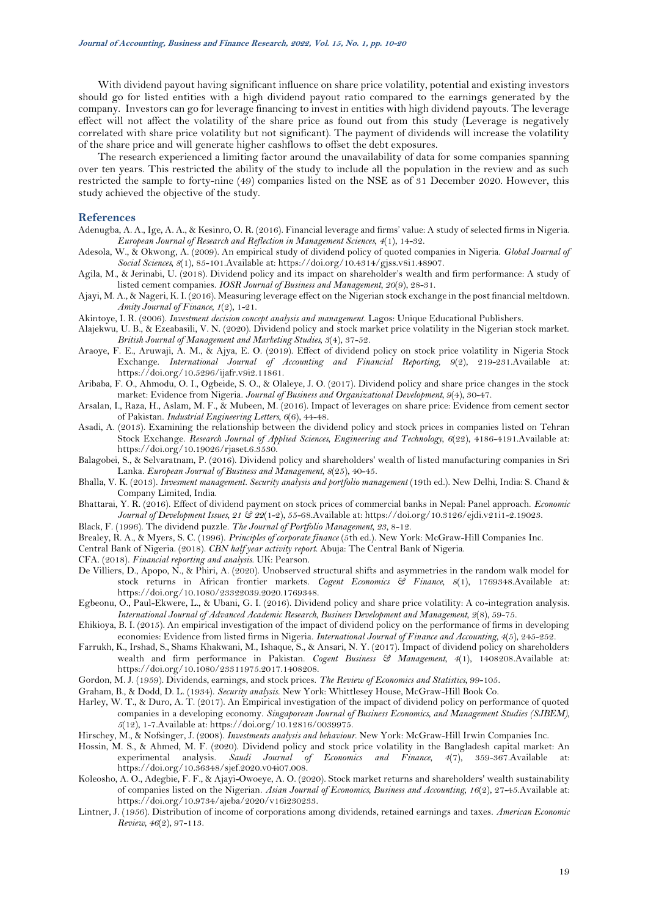With dividend payout having significant influence on share price volatility, potential and existing investors should go for listed entities with a high dividend payout ratio compared to the earnings generated by the company. Investors can go for leverage financing to invest in entities with high dividend payouts. The leverage effect will not affect the volatility of the share price as found out from this study (Leverage is negatively correlated with share price volatility but not significant). The payment of dividends will increase the volatility of the share price and will generate higher cashflows to offset the debt exposures.

The research experienced a limiting factor around the unavailability of data for some companies spanning over ten years. This restricted the ability of the study to include all the population in the review and as such restricted the sample to forty-nine (49) companies listed on the NSE as of 31 December 2020. However, this study achieved the objective of the study.

## References

Adenugba, A. A., Ige, A. A., & Kesinro, O. R. (2016). Financial leverage and firms' value: A study of selected firms in Nigeria. *European Journal of Research and Reflection in Management Sciences, 4*(1), 14-32.

Adesola, W., & Okwong, A. (2009). An empirical study of dividend policy of quoted companies in Nigeria. *Global Journal of Social Sciences, 8*(1), 85-101.Available at: https://doi.org/10.4314/gjss.v8i1.48907.

Agila, M., & Jerinabi, U. (2018). Dividend policy and its impact on shareholder's wealth and firm performance: A study of listed cement companies. *IOSR Journal of Business and Management, 20*(9), 28-31.

Ajayi, M. A., & Nageri, K. I. (2016). Measuring leverage effect on the Nigerian stock exchange in the post financial meltdown. *Amity Journal of Finance, 1*(2), 1-21.

Akintoye, I. R. (2006). *Investment decision concept analysis and management*. Lagos: Unique Educational Publishers.

Alajekwu, U. B., & Ezeabasili, V. N. (2020). Dividend policy and stock market price volatility in the Nigerian stock market. *British Journal of Management and Marketing Studies, 3*(4), 37-52.

Araoye, F. E., Aruwaji, A. M., & Ajya, E. O. (2019). Effect of dividend policy on stock price volatility in Nigeria Stock Exchange. *International Journal of Accounting and Financial Reporting, 9*(2), 219-231.Available at: https://doi.org/10.5296/ijafr.v9i2.11861.

Aribaba, F. O., Ahmodu, O. I., Ogbeide, S. O., & Olaleye, J. O. (2017). Dividend policy and share price changes in the stock market: Evidence from Nigeria. *Journal of Business and Organizational Development, 9*(4), 30-47.

Arsalan, I., Raza, H., Aslam, M. F., & Mubeen, M. (2016). Impact of leverages on share price: Evidence from cement sector of Pakistan. *Industrial Engineering Letters, 6*(6), 44-48.

Asadi, A. (2013). Examining the relationship between the dividend policy and stock prices in companies listed on Tehran Stock Exchange. *Research Journal of Applied Sciences, Engineering and Technology, 6*(22), 4186-4191.Available at: https://doi.org/10.19026/rjaset.6.3530.

Balagobei, S., & Selvaratnam, P. (2016). Dividend policy and shareholders' wealth of listed manufacturing companies in Sri Lanka. *European Journal of Business and Management, 8*(25), 40-45.

Bhalla, V. K. (2013). *Invesment management. Security analysis and portfolio management* (19th ed.). New Delhi, India: S. Chand & Company Limited, India.

Bhattarai, Y. R. (2016). Effect of dividend payment on stock prices of commercial banks in Nepal: Panel approach. *Economic Journal of Development Issues, 21 & 22*(1-2), 55-68.Available at: https://doi.org/10.3126/ejdi.v21i1-2.19023.

Black, F. (1996). The dividend puzzle. *The Journal of Portfolio Management, 23*, 8-12.

Brealey, R. A., & Myers, S. C. (1996). *Principles of corporate finance* (5th ed.). New York: McGraw-Hill Companies Inc.

Central Bank of Nigeria. (2018). *CBN half year activity report*. Abuja: The Central Bank of Nigeria.

CFA. (2018). *Financial reporting and analysis*. UK: Pearson.

De Villiers, D., Apopo, N., & Phiri, A. (2020). Unobserved structural shifts and asymmetries in the random walk model for stock returns in African frontier markets. *Cogent Economics & Finance, 8*(1), 1769348.Available at: https://doi.org/10.1080/23322039.2020.1769348.

Egbeonu, O., Paul-Ekwere, L., & Ubani, G. I. (2016). Dividend policy and share price volatility: A co-integration analysis. *International Journal of Advanced Academic Research, Business Development and Management, 2*(8), 59-75.

Ehikioya, B. I. (2015). An empirical investigation of the impact of dividend policy on the performance of firms in developing economies: Evidence from listed firms in Nigeria. *International Journal of Finance and Accounting, 4*(5), 245-252.

Farrukh, K., Irshad, S., Shams Khakwani, M., Ishaque, S., & Ansari, N. Y. (2017). Impact of dividend policy on shareholders wealth and firm performance in Pakistan. *Cogent Business & Management, 4*(1), 1408208.Available at: https://doi.org/10.1080/23311975.2017.1408208.

Gordon, M. J. (1959). Dividends, earnings, and stock prices. *The Review of Economics and Statistics*, 99-105.

Graham, B., & Dodd, D. L. (1934). *Security analysis*. New York: Whittlesey House, McGraw-Hill Book Co.

Harley, W. T., & Duro, A. T. (2017). An Empirical investigation of the impact of dividend policy on performance of quoted companies in a developing economy. *Singaporean Journal of Business Economics, and Management Studies (SJBEM), 5*(12), 1-7.Available at: https://doi.org/10.12816/0039975.

Hirschey, M., & Nofsinger, J. (2008). *Investments analysis and behaviour*. New York: McGraw-Hill Irwin Companies Inc.

Hossin, M. S., & Ahmed, M. F. (2020). Dividend policy and stock price volatility in the Bangladesh capital market: An experimental analysis. *Saudi Journal of Economics and Finance, 4*(7), 359-367.Available at: https://doi.org/10.36348/sjef.2020.v04i07.008.

Koleosho, A. O., Adegbie, F. F., & Ajayi-Owoeye, A. O. (2020). Stock market returns and shareholders' wealth sustainability of companies listed on the Nigerian. *Asian Journal of Economics, Business and Accounting, 16*(2), 27-45.Available at: https://doi.org/10.9734/ajeba/2020/v16i230233.

Lintner, J. (1956). Distribution of income of corporations among dividends, retained earnings and taxes. *American Economic Review, 46*(2), 97-113.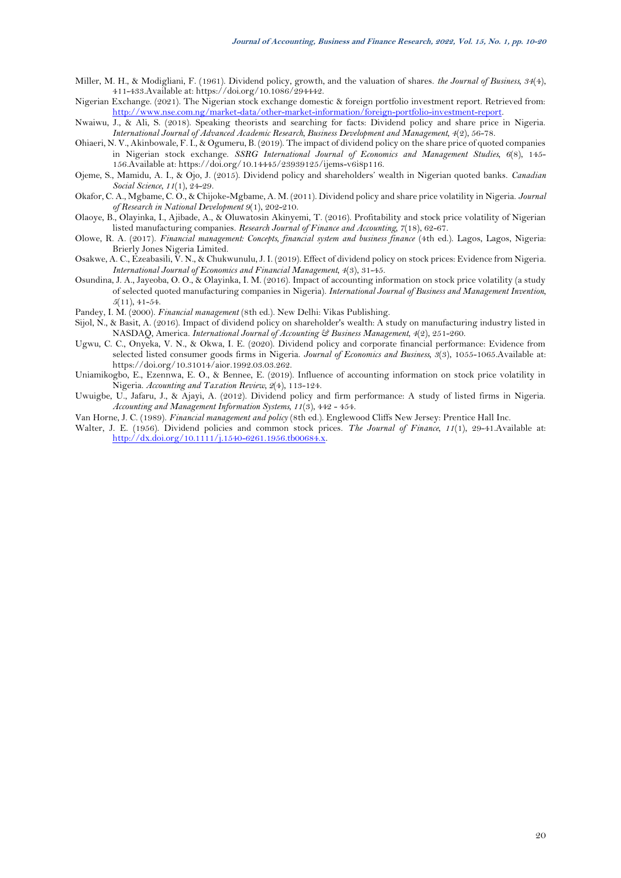Miller, M. H., & Modigliani, F. (1961). Dividend policy, growth, and the valuation of shares. *the Journal of Business, 34*(4), 411-433.Available at: https://doi.org/10.1086/294442.

Nigerian Exchange. (2021). The Nigerian stock exchange domestic & foreign portfolio investment report. Retrieved from: http://www.nse.com.ng/market-data/other-market-information/foreign-portfolio-investment-report.

Nwaiwu, J., & Ali, S. (2018). Speaking theorists and searching for facts: Dividend policy and share price in Nigeria. *International Journal of Advanced Academic Research, Business Development and Management, 4*(2), 56-78.

Ohiaeri, N. V., Akinbowale, F. I., & Ogumeru, B. (2019). The impact of dividend policy on the share price of quoted companies in Nigerian stock exchange. *SSRG International Journal of Economics and Management Studies, 6*(8), 145-156.Available at: https://doi.org/10.14445/23939125/ijems-v6i8p116.

Ojeme, S., Mamidu, A. I., & Ojo, J. (2015). Dividend policy and shareholders' wealth in Nigerian quoted banks. *Canadian Social Science, 11*(1), 24-29.

Okafor, C. A., Mgbame, C. O., & Chijoke-Mgbame, A. M. (2011). Dividend policy and share price volatility in Nigeria. *Journal of Research in National Development 9*(1), 202-210.

Olaoye, B., Olayinka, I., Ajibade, A., & Oluwatosin Akinyemi, T. (2016). Profitability and stock price volatility of Nigerian listed manufacturing companies. *Research Journal of Finance and Accounting, 7*(18), 62-67.

Olowe, R. A. (2017). *Financial management: Concepts, financial system and business finance* (4th ed.). Lagos, Lagos, Nigeria: Brierly Jones Nigeria Limited.

Osakwe, A. C., Ezeabasili, V. N., & Chukwunulu, J. I. (2019). Effect of dividend policy on stock prices: Evidence from Nigeria. *International Journal of Economics and Financial Management, 4*(3), 31-45.

Osundina, J. A., Jayeoba, O. O., & Olayinka, I. M. (2016). Impact of accounting information on stock price volatility (a study of selected quoted manufacturing companies in Nigeria). *International Journal of Business and Management Invention, 5*(11), 41-54.

Pandey, I. M. (2000). *Financial management* (8th ed.). New Delhi: Vikas Publishing.

Sijol, N., & Basit, A. (2016). Impact of dividend policy on shareholder's wealth: A study on manufacturing industry listed in NASDAQ, America. *International Journal of Accounting & Business Management, 4*(2), 251-260.

Ugwu, C. C., Onyeka, V. N., & Okwa, I. E. (2020). Dividend policy and corporate financial performance: Evidence from selected listed consumer goods firms in Nigeria. *Journal of Economics and Business, 3*(3), 1055-1065.Available at: https://doi.org/10.31014/aior.1992.03.03.262.

Uniamikogbo, E., Ezennwa, E. O., & Bennee, E. (2019). Influence of accounting information on stock price volatility in Nigeria. *Accounting and Taxation Review, 2*(4), 113-124.

Uwuigbe, U., Jafaru, J., & Ajayi, A. (2012). Dividend policy and firm performance: A study of listed firms in Nigeria. *Accounting and Management Information Systems, 11*(3), 442 - 454.

Van Horne, J. C. (1989). *Financial management and policy* (8th ed.). Englewood Cliffs New Jersey: Prentice Hall Inc.

Walter, J. E. (1956). Dividend policies and common stock prices. *The Journal of Finance, 11*(1), 29-41.Available at: http://dx.doi.org/10.1111/j.1540-6261.1956.tb00684.x.